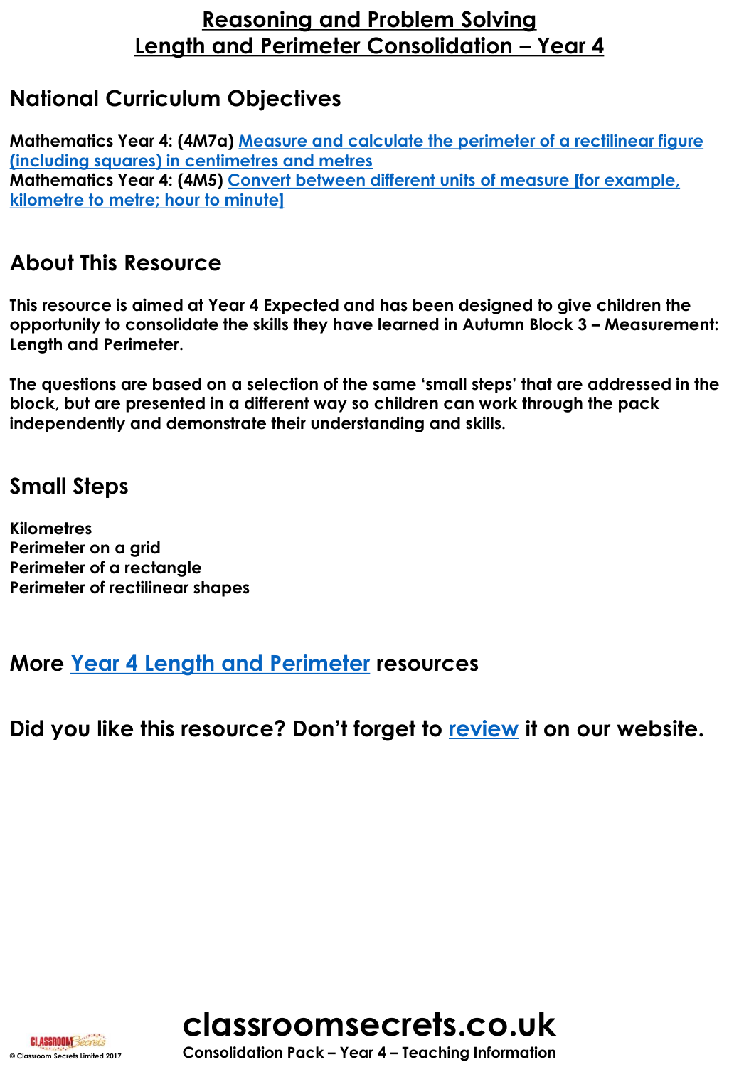# Reasoning and Problem Solving
# Length and Perimeter Consolidation – Year 4

## National Curriculum Objectives

**Mathematics Year 4: (4M7a)** **Measure and calculate the perimeter of a rectilinear figure (including squares) in centimetres and metres**
**Mathematics Year 4: (4M5)** **Convert between different units of measure [for example, kilometre to metre; hour to minute]**

## About This Resource

**This resource is aimed at Year 4 Expected and has been designed to give children the opportunity to consolidate the skills they have learned in Autumn Block 3 – Measurement: Length and Perimeter.**

**The questions are based on a selection of the same 'small steps' that are addressed in the block, but are presented in a different way so children can work through the pack independently and demonstrate their understanding and skills.**

## Small Steps

**Kilometres**
**Perimeter on a grid**
**Perimeter of a rectangle**
**Perimeter of rectilinear shapes**

## More Year 4 Length and Perimeter resources

## Did you like this resource? Don't forget to review it on our website.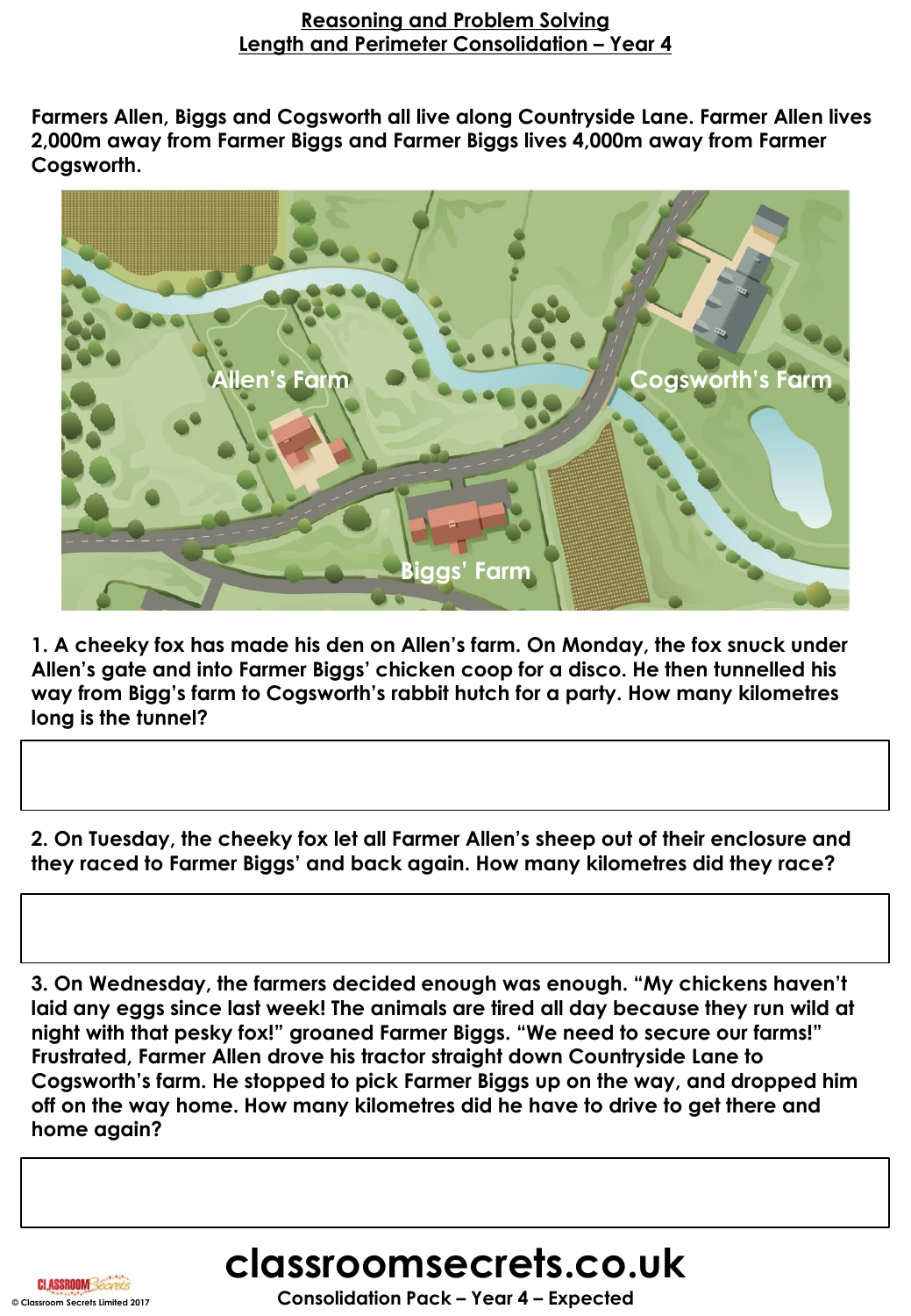# Reasoning and Problem Solving
## Length and Perimeter Consolidation – Year 4

**Farmers Allen, Biggs and Cogsworth all live along Countryside Lane. Farmer Allen lives 2,000m away from Farmer Biggs and Farmer Biggs lives 4,000m away from Farmer Cogsworth.**

Allen's Farm

Cogsworth's Farm

Biggs' Farm

**1. A cheeky fox has made his den on Allen's farm. On Monday, the fox snuck under Allen's gate and into Farmer Biggs' chicken coop for a disco. He then tunnelled his way from Bigg's farm to Cogsworth's rabbit hutch for a party. How many kilometres long is the tunnel?**

**2. On Tuesday, the cheeky fox let all Farmer Allen's sheep out of their enclosure and they raced to Farmer Biggs' and back again. How many kilometres did they race?**

**3. On Wednesday, the farmers decided enough was enough. "My chickens haven't laid any eggs since last week! The animals are tired all day because they run wild at night with that pesky fox!" groaned Farmer Biggs. "We need to secure our farms!" Frustrated, Farmer Allen drove his tractor straight down Countryside Lane to Cogsworth's farm. He stopped to pick Farmer Biggs up on the way, and dropped him off on the way home. How many kilometres did he have to drive to get there and home again?**

classroomsecrets.co.uk

Consolidation Pack – Year 4 – Expected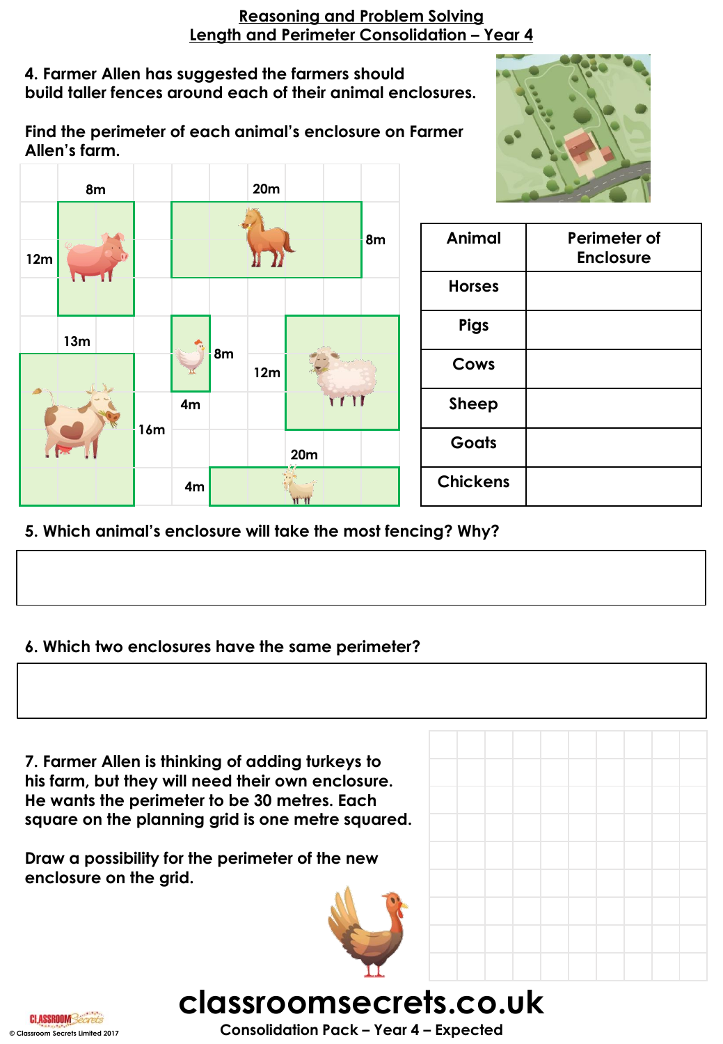# Reasoning and Problem Solving
## Length and Perimeter Consolidation – Year 4

**4. Farmer Allen has suggested the farmers should build taller fences around each of their animal enclosures.**

**Find the perimeter of each animal's enclosure on Farmer Allen's farm.**

Pigs: 8m, 12m
Horses: 20m, 8m
Cows: 13m, 16m
Chickens: 4m, 8m
Sheep: 12m
Goats: 20m, 4m

| Animal | Perimeter of Enclosure |
|---|---|
| Horses | |
| Pigs | |
| Cows | |
| Sheep | |
| Goats | |
| Chickens | |

**5. Which animal's enclosure will take the most fencing? Why?**

**6. Which two enclosures have the same perimeter?**

**7. Farmer Allen is thinking of adding turkeys to his farm, but they will need their own enclosure. He wants the perimeter to be 30 metres. Each square on the planning grid is one metre squared.**

**Draw a possibility for the perimeter of the new enclosure on the grid.**

**classroomsecrets.co.uk**

**Consolidation Pack – Year 4 – Expected**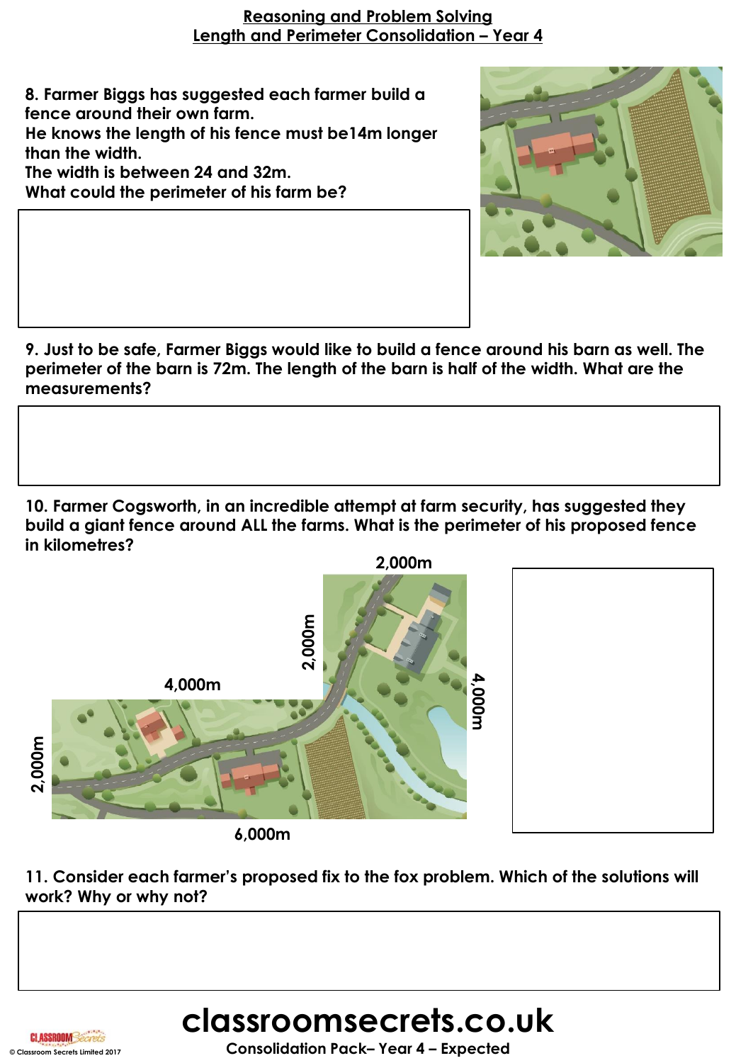**Reasoning and Problem Solving**
**Length and Perimeter Consolidation – Year 4**

**8. Farmer Biggs has suggested each farmer build a fence around their own farm.**
**He knows the length of his fence must be14m longer than the width.**
**The width is between 24 and 32m.**
**What could the perimeter of his farm be?**

**9. Just to be safe, Farmer Biggs would like to build a fence around his barn as well. The perimeter of the barn is 72m. The length of the barn is half of the width. What are the measurements?**

**10. Farmer Cogsworth, in an incredible attempt at farm security, has suggested they build a giant fence around ALL the farms. What is the perimeter of his proposed fence in kilometres?**

2,000m

2,000m

4,000m

4,000m

2,000m

6,000m

**11. Consider each farmer's proposed fix to the fox problem. Which of the solutions will work? Why or why not?**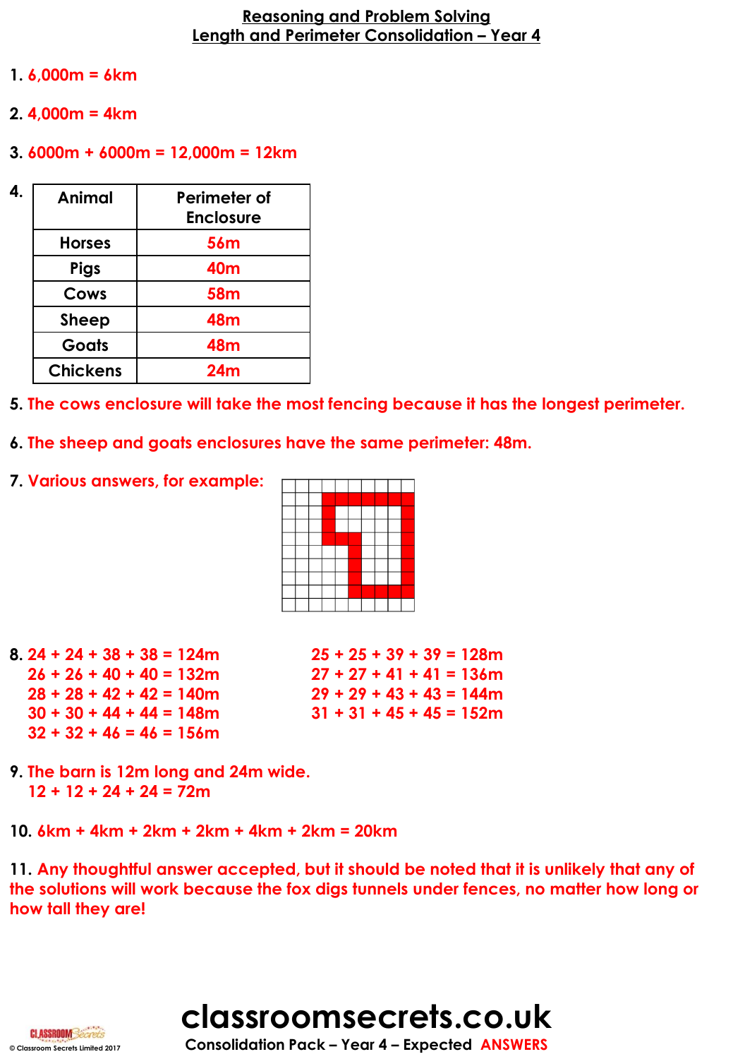# Reasoning and Problem Solving
## Length and Perimeter Consolidation – Year 4

1. 6,000m = 6km

2. 4,000m = 4km

3. 6000m + 6000m = 12,000m = 12km

4.

| Animal | Perimeter of Enclosure |
|---|---|
| Horses | 56m |
| Pigs | 40m |
| Cows | 58m |
| Sheep | 48m |
| Goats | 48m |
| Chickens | 24m |

5. The cows enclosure will take the most fencing because it has the longest perimeter.

6. The sheep and goats enclosures have the same perimeter: 48m.

7. Various answers, for example:

8. 24 + 24 + 38 + 38 = 124m
   26 + 26 + 40 + 40 = 132m
   28 + 28 + 42 + 42 = 140m
   30 + 30 + 44 + 44 = 148m
   32 + 32 + 46 = 46 = 156m
   25 + 25 + 39 + 39 = 128m
   27 + 27 + 41 + 41 = 136m
   29 + 29 + 43 + 43 = 144m
   31 + 31 + 45 + 45 = 152m

9. The barn is 12m long and 24m wide.
   12 + 12 + 24 + 24 = 72m

10. 6km + 4km + 2km + 2km + 4km + 2km = 20km

11. Any thoughtful answer accepted, but it should be noted that it is unlikely that any of the solutions will work because the fox digs tunnels under fences, no matter how long or how tall they are!

classroomsecrets.co.uk

Consolidation Pack – Year 4 – Expected ANSWERS

© Classroom Secrets Limited 2017